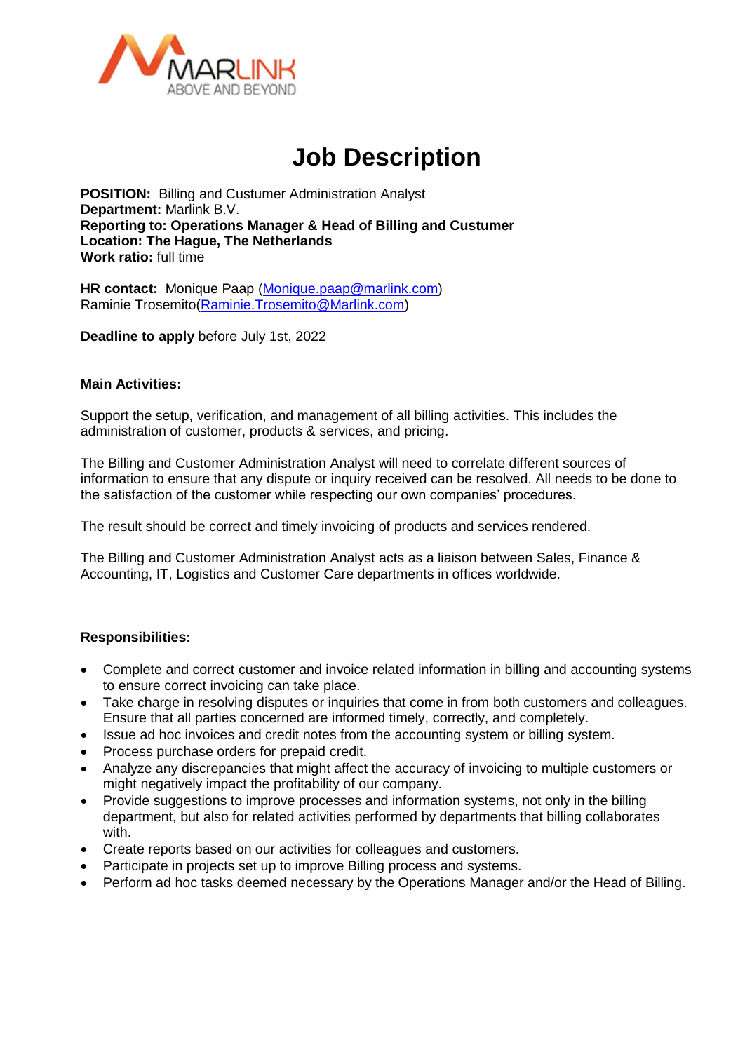# Job Description

**POSITION:** Billing and Custumer Administration Analyst
**Department:** Marlink B.V.
**Reporting to: Operations Manager & Head of Billing and Custumer**
**Location: The Hague, The Netherlands**
**Work ratio:** full time

**HR contact:** Monique Paap (Monique.paap@marlink.com)
Raminie Trosemito(Raminie.Trosemito@Marlink.com)

**Deadline to apply** before July 1st, 2022

**Main Activities:**

Support the setup, verification, and management of all billing activities. This includes the administration of customer, products & services, and pricing.

The Billing and Customer Administration Analyst will need to correlate different sources of information to ensure that any dispute or inquiry received can be resolved. All needs to be done to the satisfaction of the customer while respecting our own companies' procedures.

The result should be correct and timely invoicing of products and services rendered.

The Billing and Customer Administration Analyst acts as a liaison between Sales, Finance & Accounting, IT, Logistics and Customer Care departments in offices worldwide.

**Responsibilities:**

- Complete and correct customer and invoice related information in billing and accounting systems to ensure correct invoicing can take place.
- Take charge in resolving disputes or inquiries that come in from both customers and colleagues. Ensure that all parties concerned are informed timely, correctly, and completely.
- Issue ad hoc invoices and credit notes from the accounting system or billing system.
- Process purchase orders for prepaid credit.
- Analyze any discrepancies that might affect the accuracy of invoicing to multiple customers or might negatively impact the profitability of our company.
- Provide suggestions to improve processes and information systems, not only in the billing department, but also for related activities performed by departments that billing collaborates with.
- Create reports based on our activities for colleagues and customers.
- Participate in projects set up to improve Billing process and systems.
- Perform ad hoc tasks deemed necessary by the Operations Manager and/or the Head of Billing.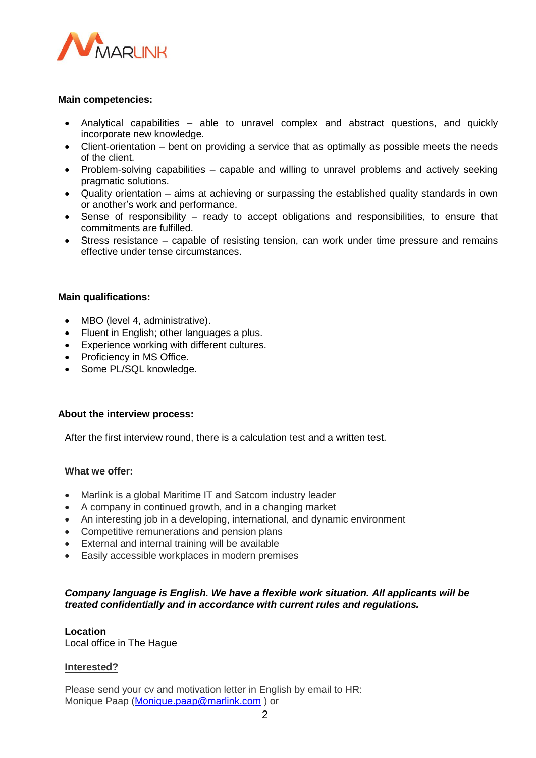**Main competencies:**

- Analytical capabilities – able to unravel complex and abstract questions, and quickly incorporate new knowledge.
- Client-orientation – bent on providing a service that as optimally as possible meets the needs of the client.
- Problem-solving capabilities – capable and willing to unravel problems and actively seeking pragmatic solutions.
- Quality orientation – aims at achieving or surpassing the established quality standards in own or another's work and performance.
- Sense of responsibility – ready to accept obligations and responsibilities, to ensure that commitments are fulfilled.
- Stress resistance – capable of resisting tension, can work under time pressure and remains effective under tense circumstances.

**Main qualifications:**

- MBO (level 4, administrative).
- Fluent in English; other languages a plus.
- Experience working with different cultures.
- Proficiency in MS Office.
- Some PL/SQL knowledge.

**About the interview process:**

After the first interview round, there is a calculation test and a written test.

**What we offer:**

- Marlink is a global Maritime IT and Satcom industry leader
- A company in continued growth, and in a changing market
- An interesting job in a developing, international, and dynamic environment
- Competitive remunerations and pension plans
- External and internal training will be available
- Easily accessible workplaces in modern premises

***Company language is English. We have a flexible work situation. All applicants will be treated confidentially and in accordance with current rules and regulations.***

**Location**
Local office in The Hague

**Interested?**

Please send your cv and motivation letter in English by email to HR:
Monique Paap (Monique.paap@marlink.com ) or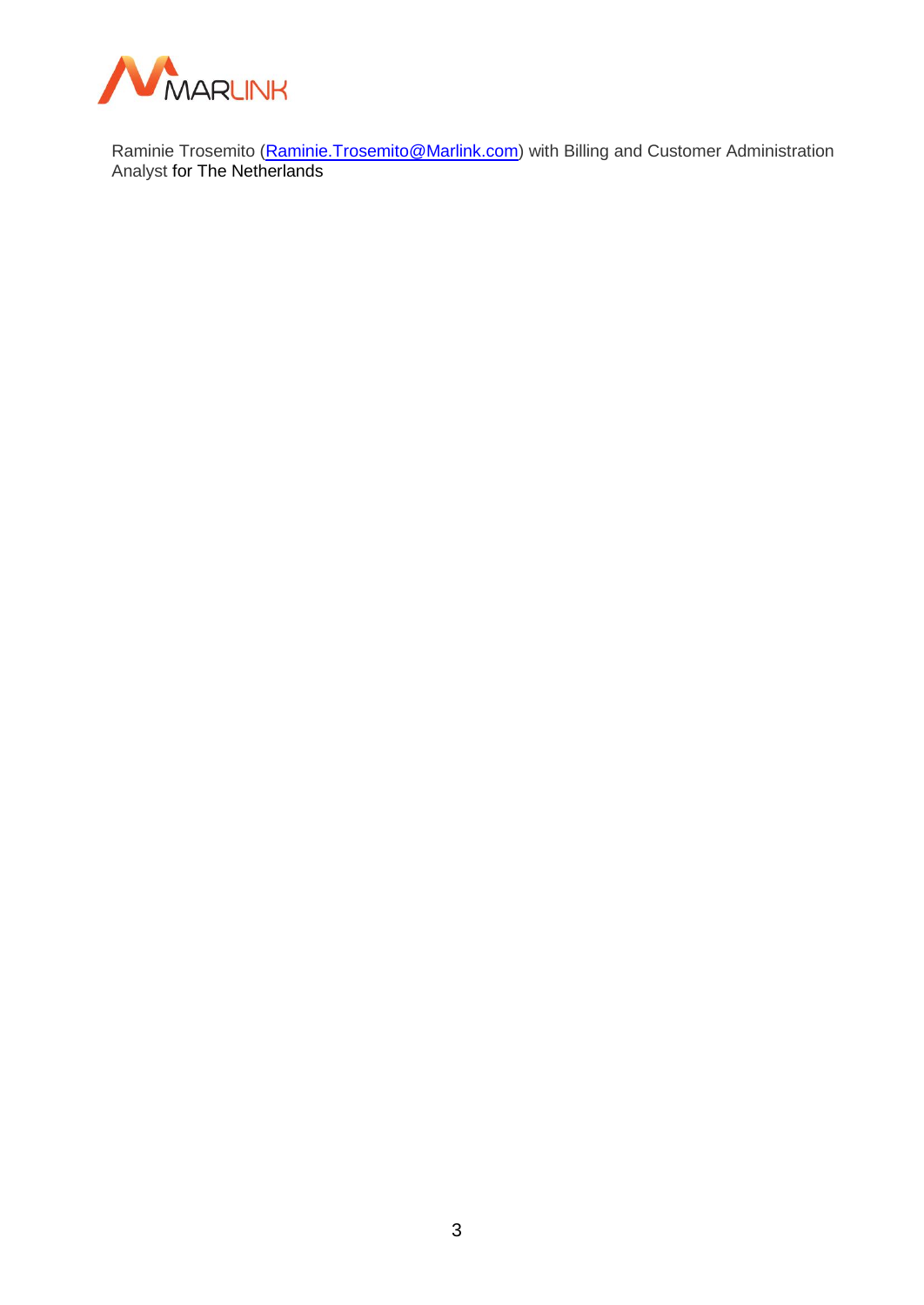Raminie Trosemito (Raminie.Trosemito@Marlink.com) with Billing and Customer Administration Analyst for The Netherlands